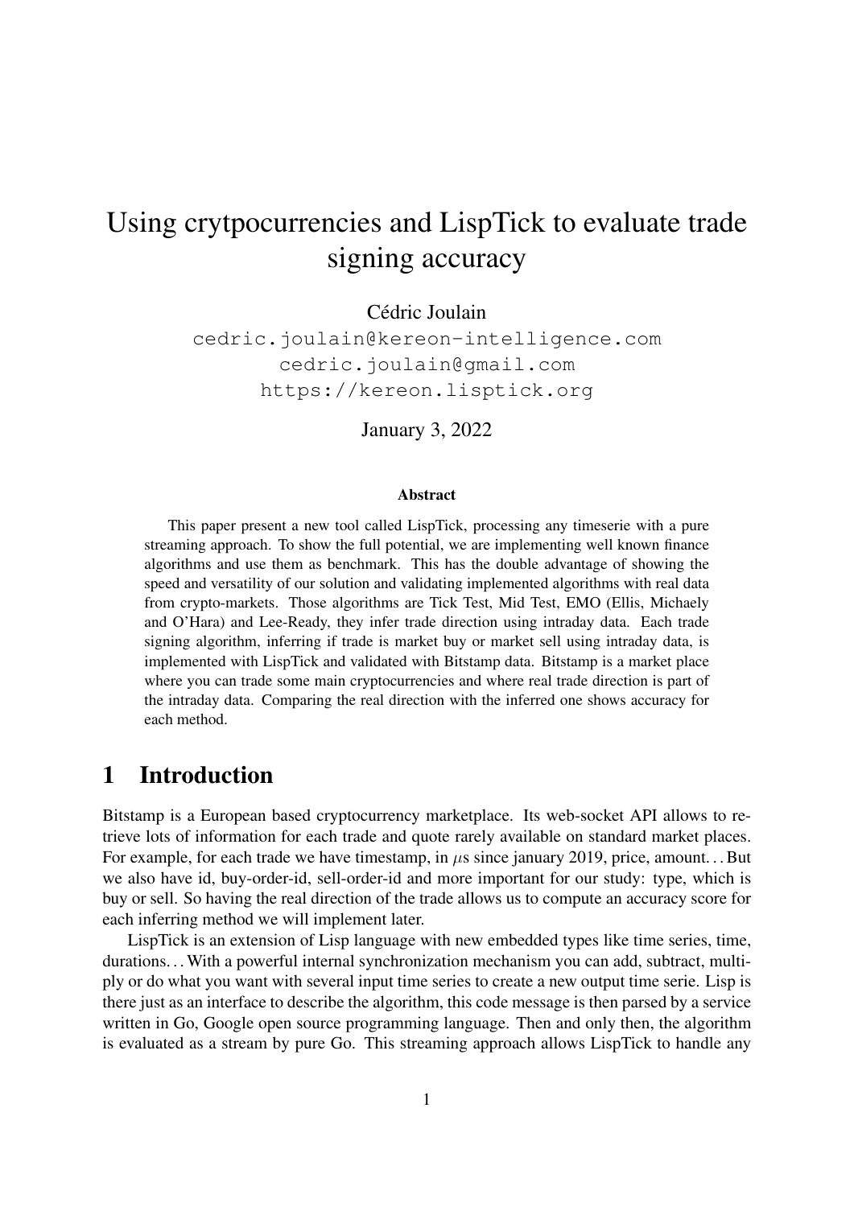# Using crytpocurrencies and LispTick to evaluate trade signing accuracy

Cédric Joulain

cedric.joulain@kereon-intelligence.com
cedric.joulain@gmail.com
https://kereon.lisptick.org

January 3, 2022

### Abstract

This paper present a new tool called LispTick, processing any timeserie with a pure streaming approach. To show the full potential, we are implementing well known finance algorithms and use them as benchmark. This has the double advantage of showing the speed and versatility of our solution and validating implemented algorithms with real data from crypto-markets. Those algorithms are Tick Test, Mid Test, EMO (Ellis, Michaely and O'Hara) and Lee-Ready, they infer trade direction using intraday data. Each trade signing algorithm, inferring if trade is market buy or market sell using intraday data, is implemented with LispTick and validated with Bitstamp data. Bitstamp is a market place where you can trade some main cryptocurrencies and where real trade direction is part of the intraday data. Comparing the real direction with the inferred one shows accuracy for each method.

## 1 Introduction

Bitstamp is a European based cryptocurrency marketplace. Its web-socket API allows to retrieve lots of information for each trade and quote rarely available on standard market places. For example, for each trade we have timestamp, in $\mu$s since january 2019, price, amount... But we also have id, buy-order-id, sell-order-id and more important for our study: type, which is buy or sell. So having the real direction of the trade allows us to compute an accuracy score for each inferring method we will implement later.

LispTick is an extension of Lisp language with new embedded types like time series, time, durations... With a powerful internal synchronization mechanism you can add, subtract, multiply or do what you want with several input time series to create a new output time serie. Lisp is there just as an interface to describe the algorithm, this code message is then parsed by a service written in Go, Google open source programming language. Then and only then, the algorithm is evaluated as a stream by pure Go. This streaming approach allows LispTick to handle any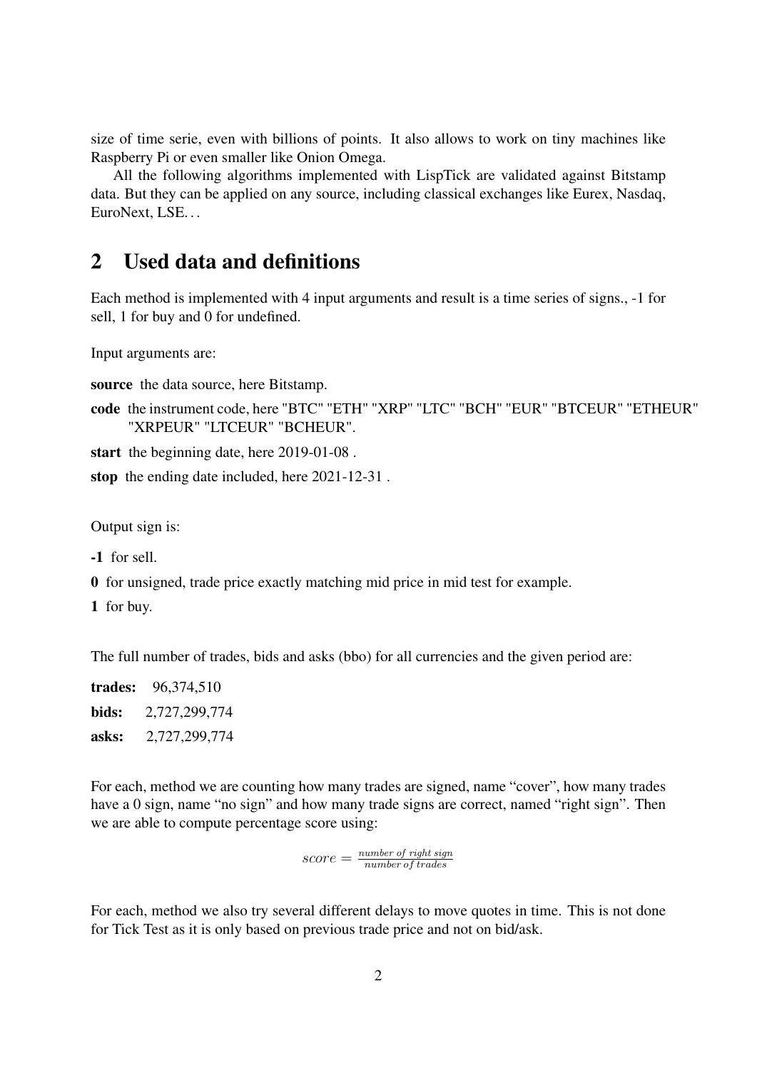size of time serie, even with billions of points. It also allows to work on tiny machines like Raspberry Pi or even smaller like Onion Omega.

All the following algorithms implemented with LispTick are validated against Bitstamp data. But they can be applied on any source, including classical exchanges like Eurex, Nasdaq, EuroNext, LSE…

## 2 Used data and definitions

Each method is implemented with 4 input arguments and result is a time series of signs., -1 for sell, 1 for buy and 0 for undefined.

Input arguments are:

**source** the data source, here Bitstamp.

**code** the instrument code, here "BTC" "ETH" "XRP" "LTC" "BCH" "EUR" "BTCEUR" "ETHEUR" "XRPEUR" "LTCEUR" "BCHEUR".

**start** the beginning date, here 2019-01-08 .

**stop** the ending date included, here 2021-12-31 .

Output sign is:

**-1** for sell.

**0** for unsigned, trade price exactly matching mid price in mid test for example.

**1** for buy.

The full number of trades, bids and asks (bbo) for all currencies and the given period are:

**trades:** 96,374,510

**bids:** 2,727,299,774

**asks:** 2,727,299,774

For each, method we are counting how many trades are signed, name "cover", how many trades have a 0 sign, name "no sign" and how many trade signs are correct, named "right sign". Then we are able to compute percentage score using:

$$score = \frac{number\ of\ right\ sign}{number\ of\ trades}$$

For each, method we also try several different delays to move quotes in time. This is not done for Tick Test as it is only based on previous trade price and not on bid/ask.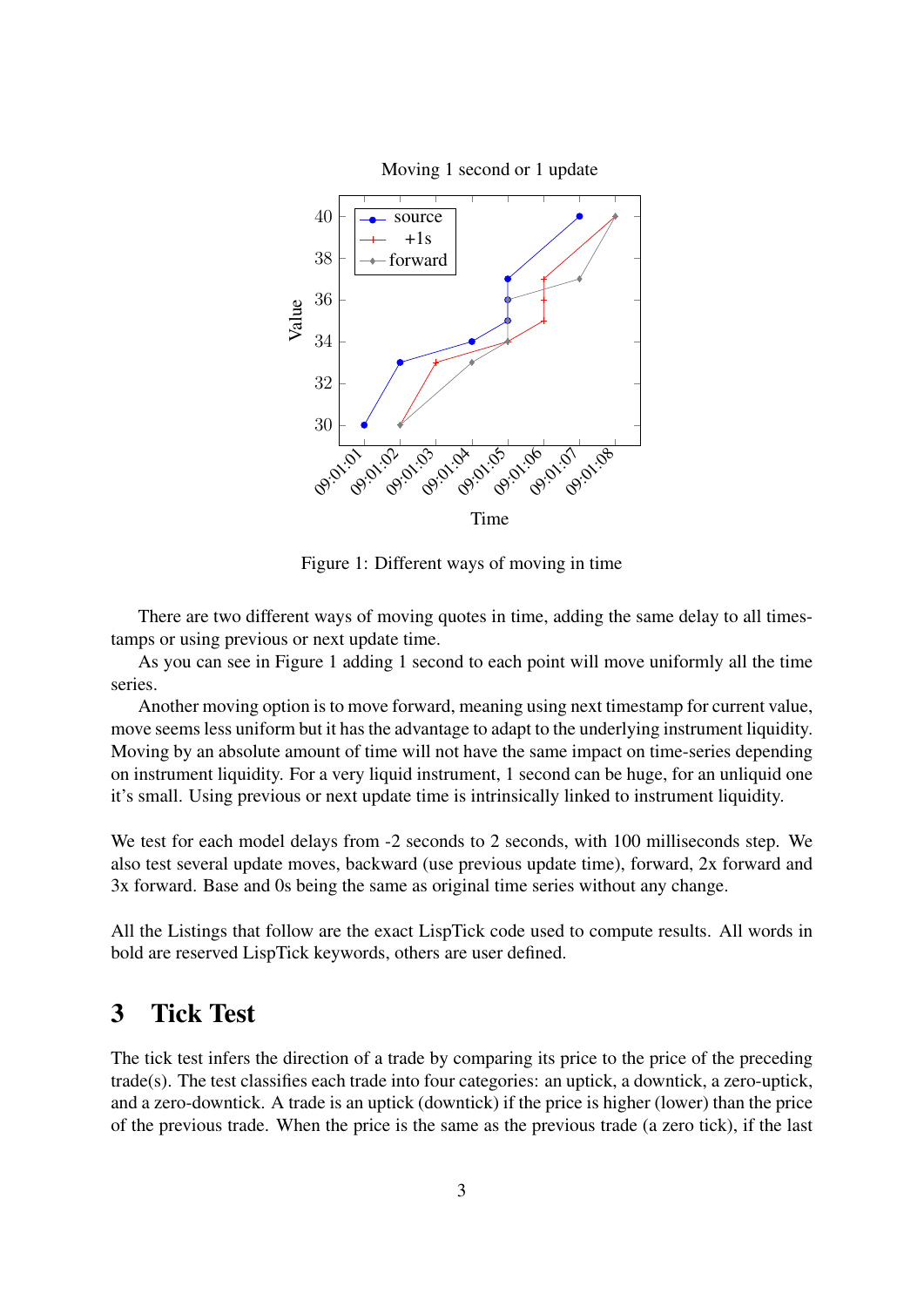Figure 1: Different ways of moving in time

There are two different ways of moving quotes in time, adding the same delay to all timestamps or using previous or next update time.

As you can see in Figure 1 adding 1 second to each point will move uniformly all the time series.

Another moving option is to move forward, meaning using next timestamp for current value, move seems less uniform but it has the advantage to adapt to the underlying instrument liquidity. Moving by an absolute amount of time will not have the same impact on time-series depending on instrument liquidity. For a very liquid instrument, 1 second can be huge, for an unliquid one it's small. Using previous or next update time is intrinsically linked to instrument liquidity.

We test for each model delays from -2 seconds to 2 seconds, with 100 milliseconds step. We also test several update moves, backward (use previous update time), forward, 2x forward and 3x forward. Base and 0s being the same as original time series without any change.

All the Listings that follow are the exact LispTick code used to compute results. All words in bold are reserved LispTick keywords, others are user defined.

## 3 Tick Test

The tick test infers the direction of a trade by comparing its price to the price of the preceding trade(s). The test classifies each trade into four categories: an uptick, a downtick, a zero-uptick, and a zero-downtick. A trade is an uptick (downtick) if the price is higher (lower) than the price of the previous trade. When the price is the same as the previous trade (a zero tick), if the last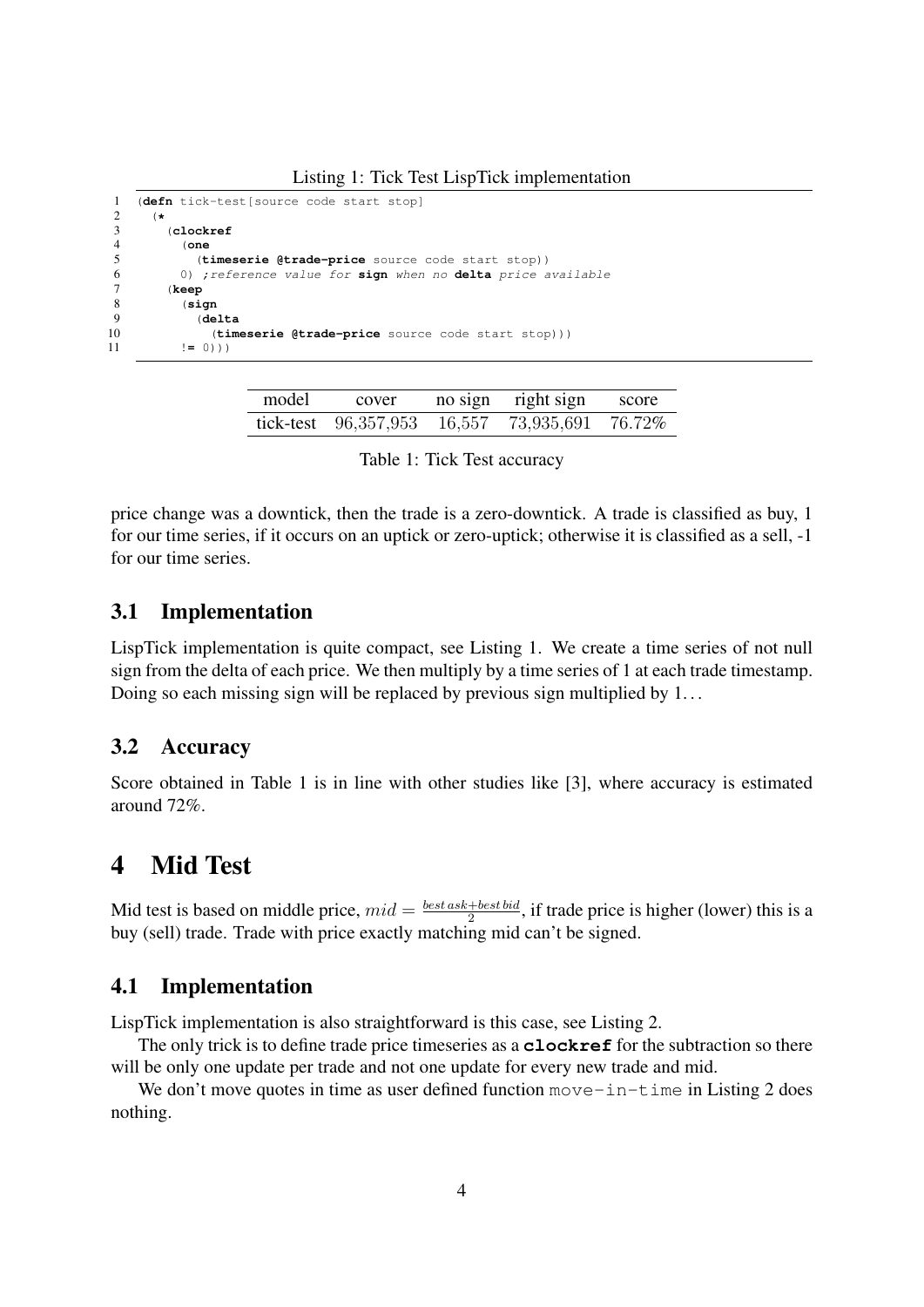Listing 1: Tick Test LispTick implementation

```
(defn tick-test[source code start stop]
  (*
    (clockref
      (one
        (timeserie @trade-price source code start stop))
      0) ;reference value for sign when no delta price available
    (keep
      (sign
        (delta
          (timeserie @trade-price source code start stop)))
      != 0)))
```

| model | cover | no sign | right sign | score |
|---|---|---|---|---|
| tick-test | 96,357,953 | 16,557 | 73,935,691 | 76.72% |

Table 1: Tick Test accuracy

price change was a downtick, then the trade is a zero-downtick. A trade is classified as buy, 1 for our time series, if it occurs on an uptick or zero-uptick; otherwise it is classified as a sell, -1 for our time series.

## 3.1 Implementation

LispTick implementation is quite compact, see Listing 1. We create a time series of not null sign from the delta of each price. We then multiply by a time series of 1 at each trade timestamp. Doing so each missing sign will be replaced by previous sign multiplied by 1…

## 3.2 Accuracy

Score obtained in Table 1 is in line with other studies like [3], where accuracy is estimated around 72%.

# 4 Mid Test

Mid test is based on middle price, $mid = \frac{best\,ask + best\,bid}{2}$, if trade price is higher (lower) this is a buy (sell) trade. Trade with price exactly matching mid can't be signed.

## 4.1 Implementation

LispTick implementation is also straightforward is this case, see Listing 2.

The only trick is to define trade price timeseries as a **clockref** for the subtraction so there will be only one update per trade and not one update for every new trade and mid.

We don't move quotes in time as user defined function `move-in-time` in Listing 2 does nothing.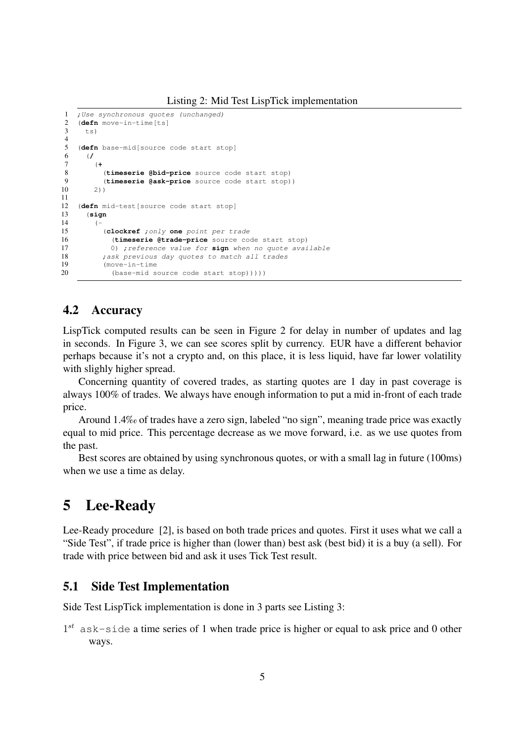Listing 2: Mid Test LispTick implementation

```
;Use synchronous quotes (unchanged)
(defn move-in-time[ts]
  ts)

(defn base-mid[source code start stop]
  (/
    (+
      (timeserie @bid-price source code start stop)
      (timeserie @ask-price source code start stop))
    2))

(defn mid-test[source code start stop]
  (sign
    (-
      (clockref ;only one point per trade
        (timeserie @trade-price source code start stop)
        0) ;reference value for sign when no quote available
      ;ask previous day quotes to match all trades
      (move-in-time
        (base-mid source code start stop)))))
```

## 4.2 Accuracy

LispTick computed results can be seen in Figure 2 for delay in number of updates and lag in seconds. In Figure 3, we can see scores split by currency. EUR have a different behavior perhaps because it's not a crypto and, on this place, it is less liquid, have far lower volatility with slighly higher spread.

Concerning quantity of covered trades, as starting quotes are 1 day in past coverage is always 100% of trades. We always have enough information to put a mid in-front of each trade price.

Around 1.4‰ of trades have a zero sign, labeled "no sign", meaning trade price was exactly equal to mid price. This percentage decrease as we move forward, i.e. as we use quotes from the past.

Best scores are obtained by using synchronous quotes, or with a small lag in future (100ms) when we use a time as delay.

# 5 Lee-Ready

Lee-Ready procedure [2], is based on both trade prices and quotes. First it uses what we call a "Side Test", if trade price is higher than (lower than) best ask (best bid) it is a buy (a sell). For trade with price between bid and ask it uses Tick Test result.

## 5.1 Side Test Implementation

Side Test LispTick implementation is done in 3 parts see Listing 3:

$1^{st}$ `ask-side` a time series of 1 when trade price is higher or equal to ask price and 0 other ways.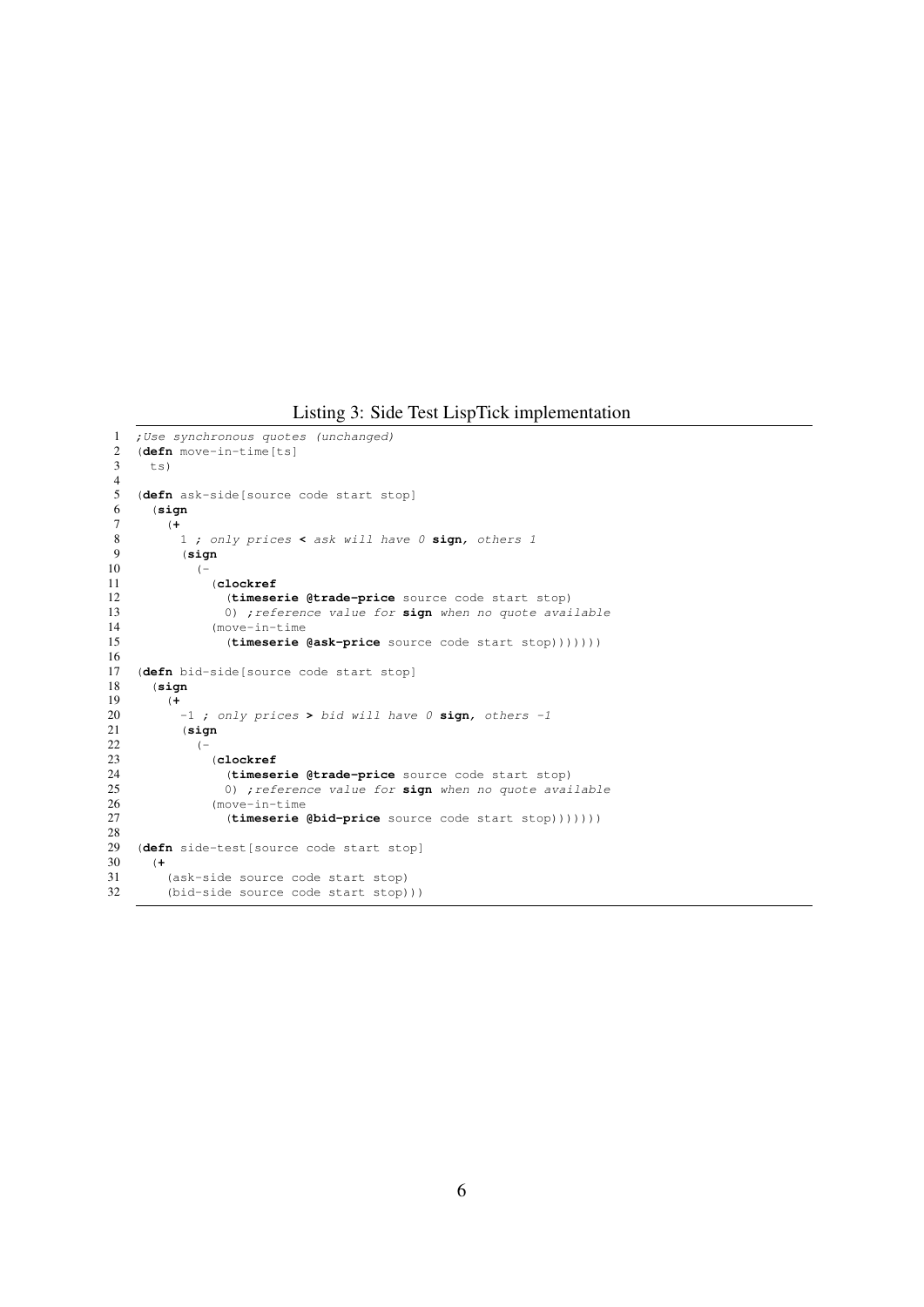Listing 3: Side Test LispTick implementation

```
;Use synchronous quotes (unchanged)
(defn move-in-time[ts]
  ts)

(defn ask-side[source code start stop]
  (sign
    (+
      1 ; only prices < ask will have 0 sign, others 1
      (sign
        (-
          (clockref
            (timeserie @trade-price source code start stop)
            0) ;reference value for sign when no quote available
          (move-in-time
            (timeserie @ask-price source code start stop)))))))

(defn bid-side[source code start stop]
  (sign
    (+
      -1 ; only prices > bid will have 0 sign, others -1
      (sign
        (-
          (clockref
            (timeserie @trade-price source code start stop)
            0) ;reference value for sign when no quote available
          (move-in-time
            (timeserie @bid-price source code start stop)))))))

(defn side-test[source code start stop]
  (+
    (ask-side source code start stop)
    (bid-side source code start stop)))
```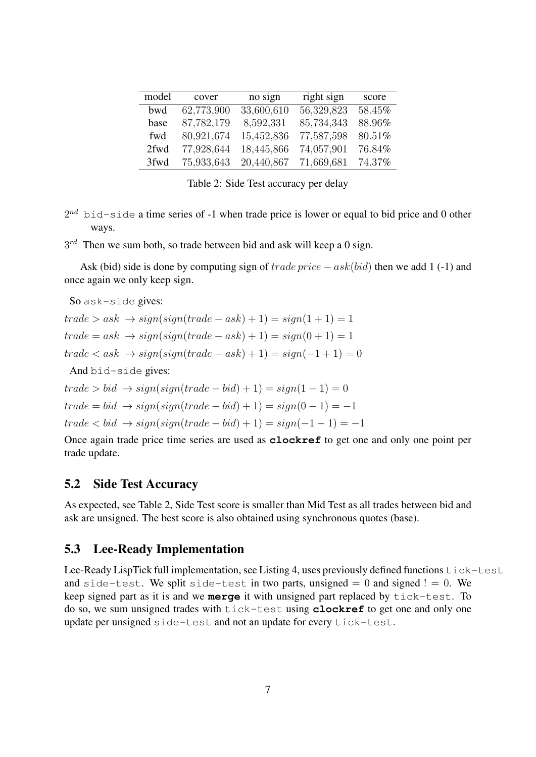| model | cover | no sign | right sign | score |
|---|---|---|---|---|
| bwd | 62,773,900 | 33,600,610 | 56,329,823 | 58.45% |
| base | 87,782,179 | 8,592,331 | 85,734,343 | 88.96% |
| fwd | 80,921,674 | 15,452,836 | 77,587,598 | 80.51% |
| 2fwd | 77,928,644 | 18,445,866 | 74,057,901 | 76.84% |
| 3fwd | 75,933,643 | 20,440,867 | 71,669,681 | 74.37% |

Table 2: Side Test accuracy per delay

$2^{nd}$ `bid-side` a time series of -1 when trade price is lower or equal to bid price and 0 other ways.

$3^{rd}$ Then we sum both, so trade between bid and ask will keep a 0 sign.

Ask (bid) side is done by computing sign of $trade\,price - ask(bid)$ then we add 1 (-1) and once again we only keep sign.

So `ask-side` gives:

$trade > ask \rightarrow sign(sign(trade - ask) + 1) = sign(1 + 1) = 1$

$trade = ask \rightarrow sign(sign(trade - ask) + 1) = sign(0 + 1) = 1$

$trade < ask \rightarrow sign(sign(trade - ask) + 1) = sign(-1 + 1) = 0$

And `bid-side` gives:

$trade > bid \rightarrow sign(sign(trade - bid) + 1) = sign(1 - 1) = 0$

$trade = bid \rightarrow sign(sign(trade - bid) + 1) = sign(0 - 1) = -1$

$trade < bid \rightarrow sign(sign(trade - bid) + 1) = sign(-1 - 1) = -1$

Once again trade price time series are used as **`clockref`** to get one and only one point per trade update.

## 5.2 Side Test Accuracy

As expected, see Table 2, Side Test score is smaller than Mid Test as all trades between bid and ask are unsigned. The best score is also obtained using synchronous quotes (base).

## 5.3 Lee-Ready Implementation

Lee-Ready LispTick full implementation, see Listing 4, uses previously defined functions `tick-test` and `side-test`. We split `side-test` in two parts, unsigned $= 0$ and signed $! = 0$. We keep signed part as it is and we **`merge`** it with unsigned part replaced by `tick-test`. To do so, we sum unsigned trades with `tick-test` using **`clockref`** to get one and only one update per unsigned `side-test` and not an update for every `tick-test`.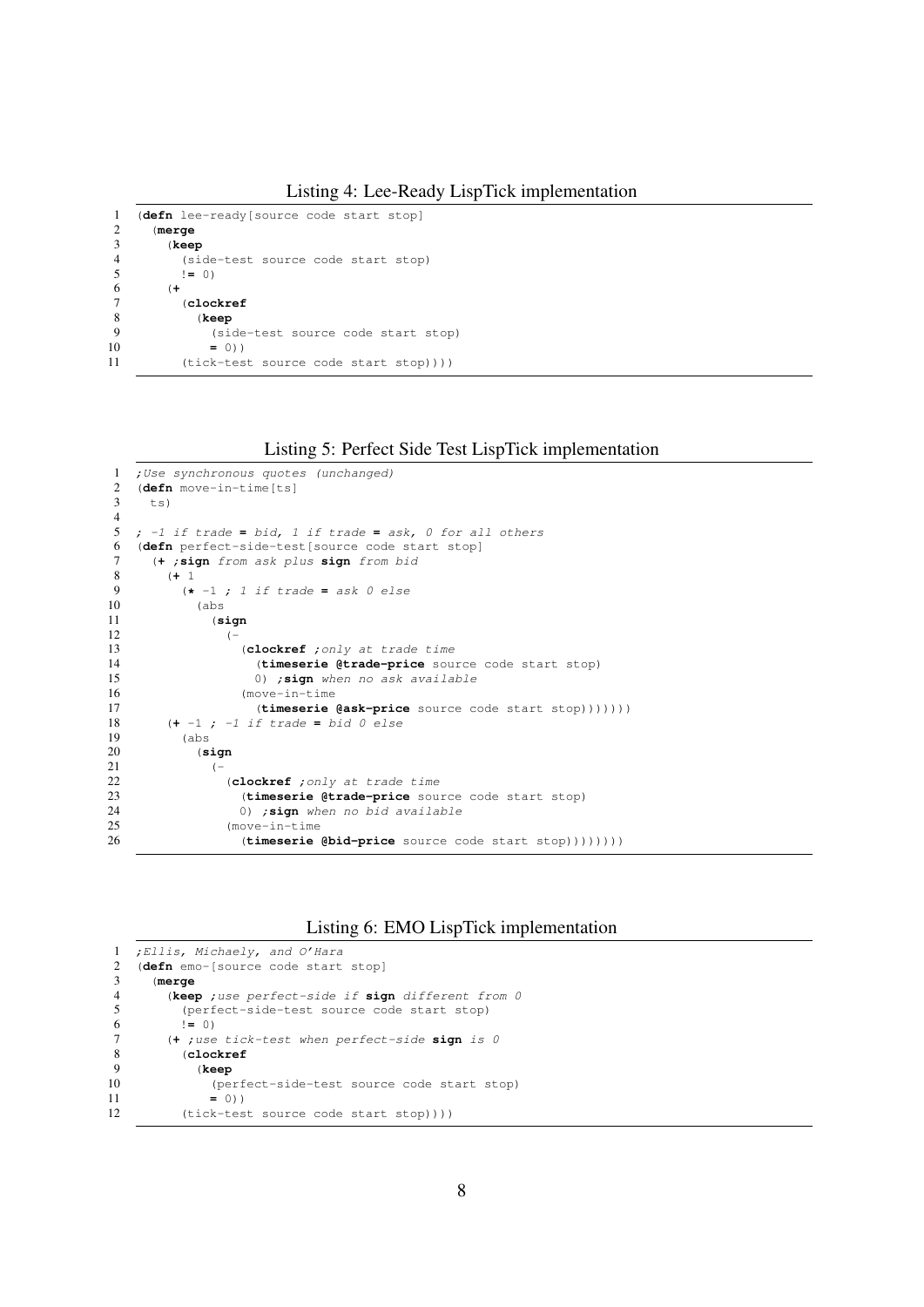Listing 4: Lee-Ready LispTick implementation

```
(defn lee-ready[source code start stop]
  (merge
    (keep
      (side-test source code start stop)
      != 0)
    (+
      (clockref
        (keep
          (side-test source code start stop)
          = 0))
      (tick-test source code start stop))))
```

Listing 5: Perfect Side Test LispTick implementation

```
;Use synchronous quotes (unchanged)
(defn move-in-time[ts]
  ts)

; -1 if trade = bid, 1 if trade = ask, 0 for all others
(defn perfect-side-test[source code start stop]
  (+ ;sign from ask plus sign from bid
    (+ 1
      (* -1 ; 1 if trade = ask 0 else
        (abs
          (sign
            (-
              (clockref ;only at trade time
                (timeserie @trade-price source code start stop)
                0) ;sign when no ask available
              (move-in-time
                (timeserie @ask-price source code start stop)))))))
    (+ -1 ; -1 if trade = bid 0 else
      (abs
        (sign
          (-
            (clockref ;only at trade time
              (timeserie @trade-price source code start stop)
              0) ;sign when no bid available
            (move-in-time
              (timeserie @bid-price source code start stop))))))))
```

Listing 6: EMO LispTick implementation

```
;Ellis, Michaely, and O'Hara
(defn emo-[source code start stop]
  (merge
    (keep ;use perfect-side if sign different from 0
      (perfect-side-test source code start stop)
      != 0)
    (+ ;use tick-test when perfect-side sign is 0
      (clockref
        (keep
          (perfect-side-test source code start stop)
          = 0))
      (tick-test source code start stop))))
```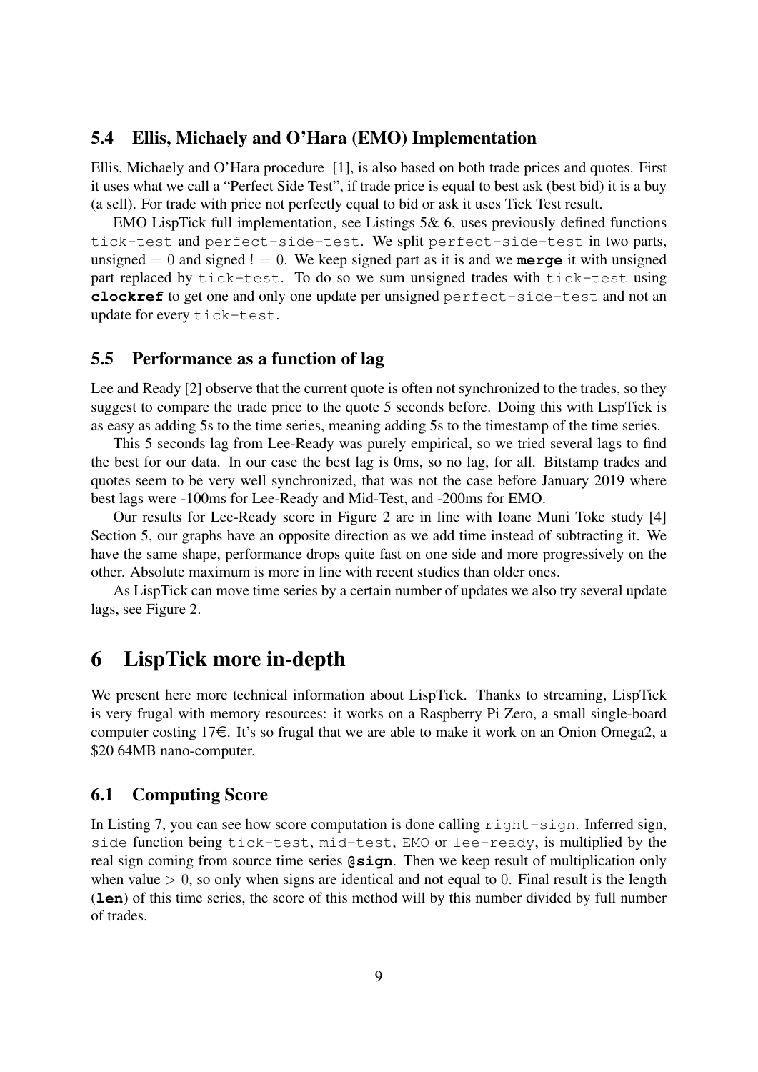### 5.4 Ellis, Michaely and O'Hara (EMO) Implementation

Ellis, Michaely and O'Hara procedure [1], is also based on both trade prices and quotes. First it uses what we call a "Perfect Side Test", if trade price is equal to best ask (best bid) it is a buy (a sell). For trade with price not perfectly equal to bid or ask it uses Tick Test result.

EMO LispTick full implementation, see Listings 5& 6, uses previously defined functions `tick-test` and `perfect-side-test`. We split `perfect-side-test` in two parts, unsigned $= 0$ and signed $! = 0$. We keep signed part as it is and we **`merge`** it with unsigned part replaced by `tick-test`. To do so we sum unsigned trades with `tick-test` using **`clockref`** to get one and only one update per unsigned `perfect-side-test` and not an update for every `tick-test`.

### 5.5 Performance as a function of lag

Lee and Ready [2] observe that the current quote is often not synchronized to the trades, so they suggest to compare the trade price to the quote 5 seconds before. Doing this with LispTick is as easy as adding 5s to the time series, meaning adding 5s to the timestamp of the time series.

This 5 seconds lag from Lee-Ready was purely empirical, so we tried several lags to find the best for our data. In our case the best lag is 0ms, so no lag, for all. Bitstamp trades and quotes seem to be very well synchronized, that was not the case before January 2019 where best lags were -100ms for Lee-Ready and Mid-Test, and -200ms for EMO.

Our results for Lee-Ready score in Figure 2 are in line with Ioane Muni Toke study [4] Section 5, our graphs have an opposite direction as we add time instead of subtracting it. We have the same shape, performance drops quite fast on one side and more progressively on the other. Absolute maximum is more in line with recent studies than older ones.

As LispTick can move time series by a certain number of updates we also try several update lags, see Figure 2.

## 6 LispTick more in-depth

We present here more technical information about LispTick. Thanks to streaming, LispTick is very frugal with memory resources: it works on a Raspberry Pi Zero, a small single-board computer costing 17€. It's so frugal that we are able to make it work on an Onion Omega2, a \$20 64MB nano-computer.

### 6.1 Computing Score

In Listing 7, you can see how score computation is done calling `right-sign`. Inferred sign, `side` function being `tick-test`, `mid-test`, `EMO` or `lee-ready`, is multiplied by the real sign coming from source time series **`@sign`**. Then we keep result of multiplication only when value $> 0$, so only when signs are identical and not equal to $0$. Final result is the length (**`len`**) of this time series, the score of this method will by this number divided by full number of trades.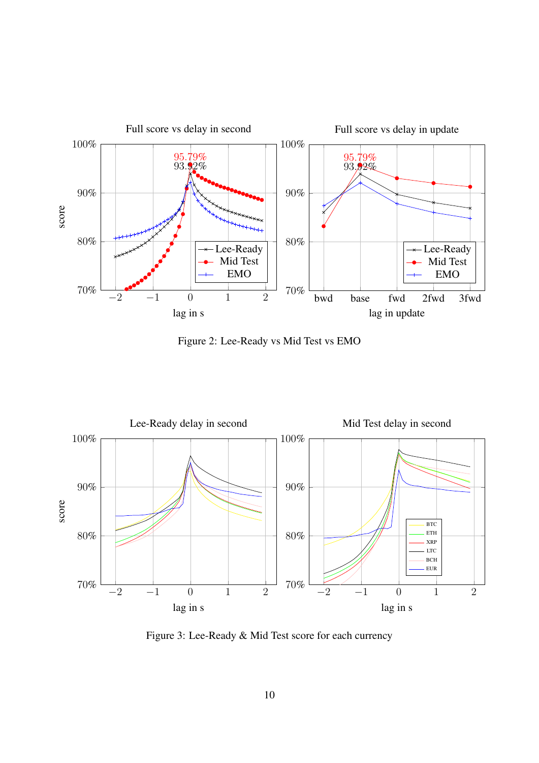Figure 2: Lee-Ready vs Mid Test vs EMO

Figure 3: Lee-Ready & Mid Test score for each currency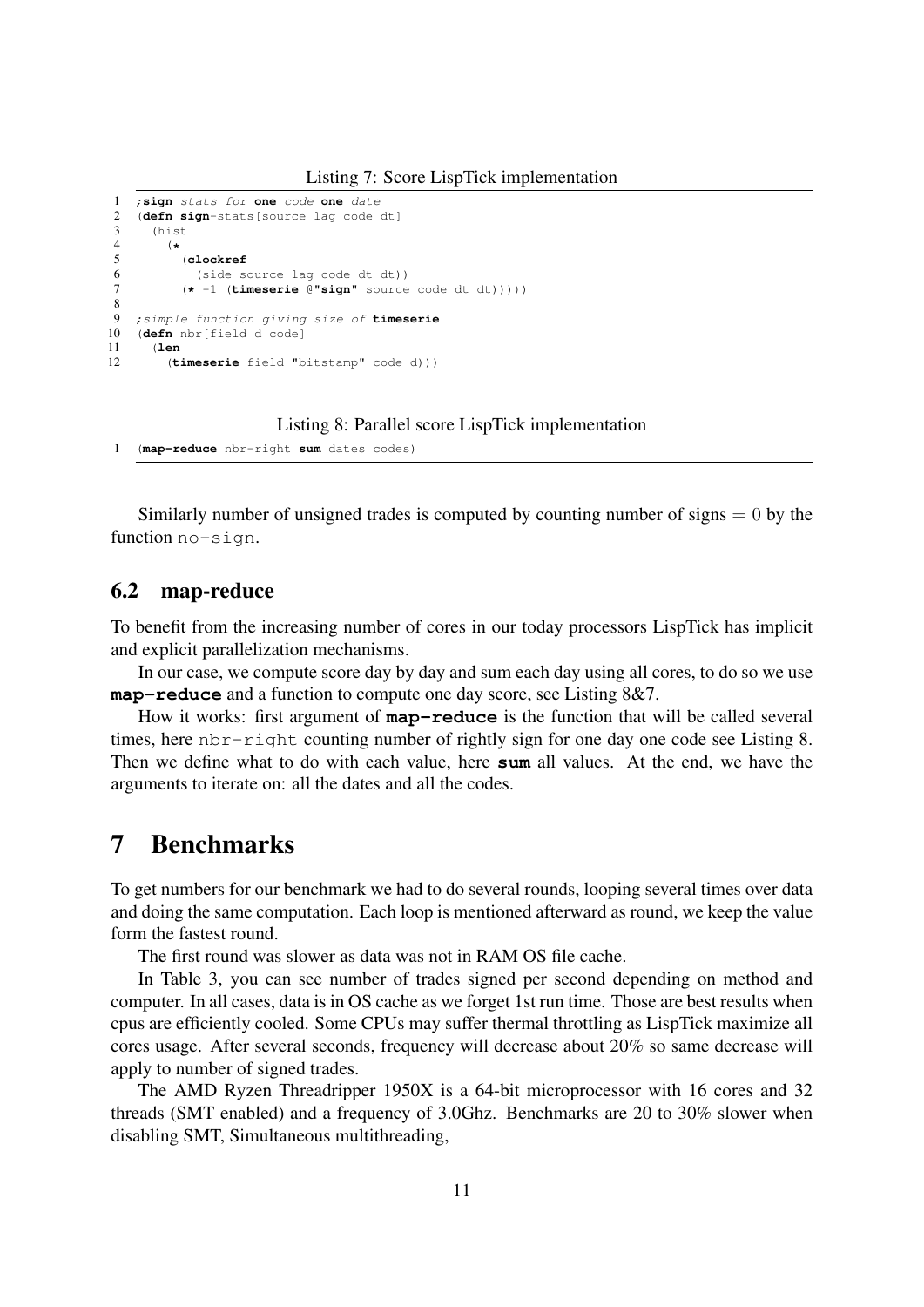Listing 7: Score LispTick implementation

```
;sign stats for one code one date
(defn sign-stats[source lag code dt]
  (hist
    (*
      (clockref
        (side source lag code dt dt))
      (* -1 (timeserie @"sign" source code dt dt)))))

;simple function giving size of timeserie
(defn nbr[field d code]
  (len
    (timeserie field "bitstamp" code d)))
```

Listing 8: Parallel score LispTick implementation

```
(map-reduce nbr-right sum dates codes)
```

Similarly number of unsigned trades is computed by counting number of signs $= 0$ by the function `no-sign`.

## 6.2 map-reduce

To benefit from the increasing number of cores in our today processors LispTick has implicit and explicit parallelization mechanisms.

In our case, we compute score day by day and sum each day using all cores, to do so we use **`map-reduce`** and a function to compute one day score, see Listing 8&7.

How it works: first argument of **`map-reduce`** is the function that will be called several times, here `nbr-right` counting number of rightly sign for one day one code see Listing 8. Then we define what to do with each value, here **`sum`** all values. At the end, we have the arguments to iterate on: all the dates and all the codes.

# 7 Benchmarks

To get numbers for our benchmark we had to do several rounds, looping several times over data and doing the same computation. Each loop is mentioned afterward as round, we keep the value form the fastest round.

The first round was slower as data was not in RAM OS file cache.

In Table 3, you can see number of trades signed per second depending on method and computer. In all cases, data is in OS cache as we forget 1st run time. Those are best results when cpus are efficiently cooled. Some CPUs may suffer thermal throttling as LispTick maximize all cores usage. After several seconds, frequency will decrease about 20% so same decrease will apply to number of signed trades.

The AMD Ryzen Threadripper 1950X is a 64-bit microprocessor with 16 cores and 32 threads (SMT enabled) and a frequency of 3.0Ghz. Benchmarks are 20 to 30% slower when disabling SMT, Simultaneous multithreading,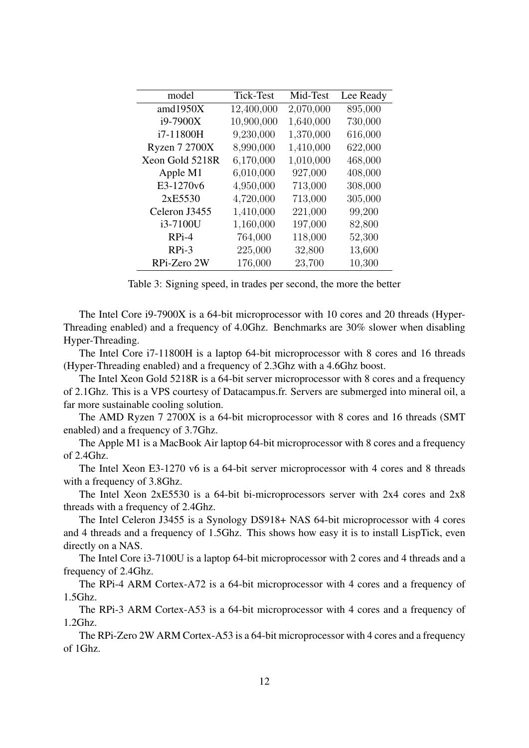| model | Tick-Test | Mid-Test | Lee Ready |
|---|---|---|---|
| amd1950X | 12,400,000 | 2,070,000 | 895,000 |
| i9-7900X | 10,900,000 | 1,640,000 | 730,000 |
| i7-11800H | 9,230,000 | 1,370,000 | 616,000 |
| Ryzen 7 2700X | 8,990,000 | 1,410,000 | 622,000 |
| Xeon Gold 5218R | 6,170,000 | 1,010,000 | 468,000 |
| Apple M1 | 6,010,000 | 927,000 | 408,000 |
| E3-1270v6 | 4,950,000 | 713,000 | 308,000 |
| 2xE5530 | 4,720,000 | 713,000 | 305,000 |
| Celeron J3455 | 1,410,000 | 221,000 | 99,200 |
| i3-7100U | 1,160,000 | 197,000 | 82,800 |
| RPi-4 | 764,000 | 118,000 | 52,300 |
| RPi-3 | 225,000 | 32,800 | 13,600 |
| RPi-Zero 2W | 176,000 | 23,700 | 10,300 |

Table 3: Signing speed, in trades per second, the more the better

The Intel Core i9-7900X is a 64-bit microprocessor with 10 cores and 20 threads (Hyper-Threading enabled) and a frequency of 4.0Ghz. Benchmarks are 30% slower when disabling Hyper-Threading.

The Intel Core i7-11800H is a laptop 64-bit microprocessor with 8 cores and 16 threads (Hyper-Threading enabled) and a frequency of 2.3Ghz with a 4.6Ghz boost.

The Intel Xeon Gold 5218R is a 64-bit server microprocessor with 8 cores and a frequency of 2.1Ghz. This is a VPS courtesy of Datacampus.fr. Servers are submerged into mineral oil, a far more sustainable cooling solution.

The AMD Ryzen 7 2700X is a 64-bit microprocessor with 8 cores and 16 threads (SMT enabled) and a frequency of 3.7Ghz.

The Apple M1 is a MacBook Air laptop 64-bit microprocessor with 8 cores and a frequency of 2.4Ghz.

The Intel Xeon E3-1270 v6 is a 64-bit server microprocessor with 4 cores and 8 threads with a frequency of 3.8Ghz.

The Intel Xeon 2xE5530 is a 64-bit bi-microprocessors server with 2x4 cores and 2x8 threads with a frequency of 2.4Ghz.

The Intel Celeron J3455 is a Synology DS918+ NAS 64-bit microprocessor with 4 cores and 4 threads and a frequency of 1.5Ghz. This shows how easy it is to install LispTick, even directly on a NAS.

The Intel Core i3-7100U is a laptop 64-bit microprocessor with 2 cores and 4 threads and a frequency of 2.4Ghz.

The RPi-4 ARM Cortex-A72 is a 64-bit microprocessor with 4 cores and a frequency of 1.5Ghz.

The RPi-3 ARM Cortex-A53 is a 64-bit microprocessor with 4 cores and a frequency of 1.2Ghz.

The RPi-Zero 2W ARM Cortex-A53 is a 64-bit microprocessor with 4 cores and a frequency of 1Ghz.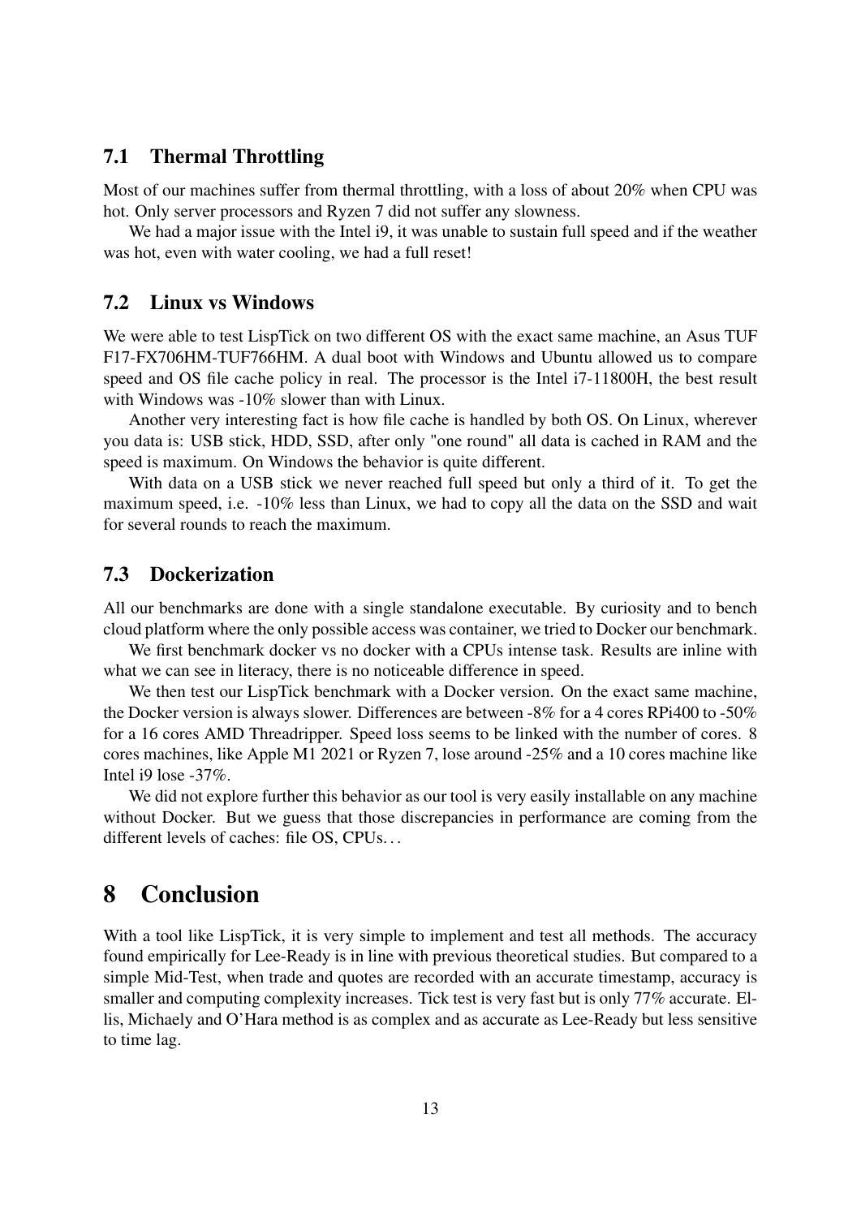### 7.1 Thermal Throttling

Most of our machines suffer from thermal throttling, with a loss of about 20% when CPU was hot. Only server processors and Ryzen 7 did not suffer any slowness.

We had a major issue with the Intel i9, it was unable to sustain full speed and if the weather was hot, even with water cooling, we had a full reset!

### 7.2 Linux vs Windows

We were able to test LispTick on two different OS with the exact same machine, an Asus TUF F17-FX706HM-TUF766HM. A dual boot with Windows and Ubuntu allowed us to compare speed and OS file cache policy in real. The processor is the Intel i7-11800H, the best result with Windows was -10% slower than with Linux.

Another very interesting fact is how file cache is handled by both OS. On Linux, wherever you data is: USB stick, HDD, SSD, after only "one round" all data is cached in RAM and the speed is maximum. On Windows the behavior is quite different.

With data on a USB stick we never reached full speed but only a third of it. To get the maximum speed, i.e. -10% less than Linux, we had to copy all the data on the SSD and wait for several rounds to reach the maximum.

### 7.3 Dockerization

All our benchmarks are done with a single standalone executable. By curiosity and to bench cloud platform where the only possible access was container, we tried to Docker our benchmark.

We first benchmark docker vs no docker with a CPUs intense task. Results are inline with what we can see in literacy, there is no noticeable difference in speed.

We then test our LispTick benchmark with a Docker version. On the exact same machine, the Docker version is always slower. Differences are between -8% for a 4 cores RPi400 to -50% for a 16 cores AMD Threadripper. Speed loss seems to be linked with the number of cores. 8 cores machines, like Apple M1 2021 or Ryzen 7, lose around -25% and a 10 cores machine like Intel i9 lose -37%.

We did not explore further this behavior as our tool is very easily installable on any machine without Docker. But we guess that those discrepancies in performance are coming from the different levels of caches: file OS, CPUs…

## 8 Conclusion

With a tool like LispTick, it is very simple to implement and test all methods. The accuracy found empirically for Lee-Ready is in line with previous theoretical studies. But compared to a simple Mid-Test, when trade and quotes are recorded with an accurate timestamp, accuracy is smaller and computing complexity increases. Tick test is very fast but is only 77% accurate. Ellis, Michaely and O'Hara method is as complex and as accurate as Lee-Ready but less sensitive to time lag.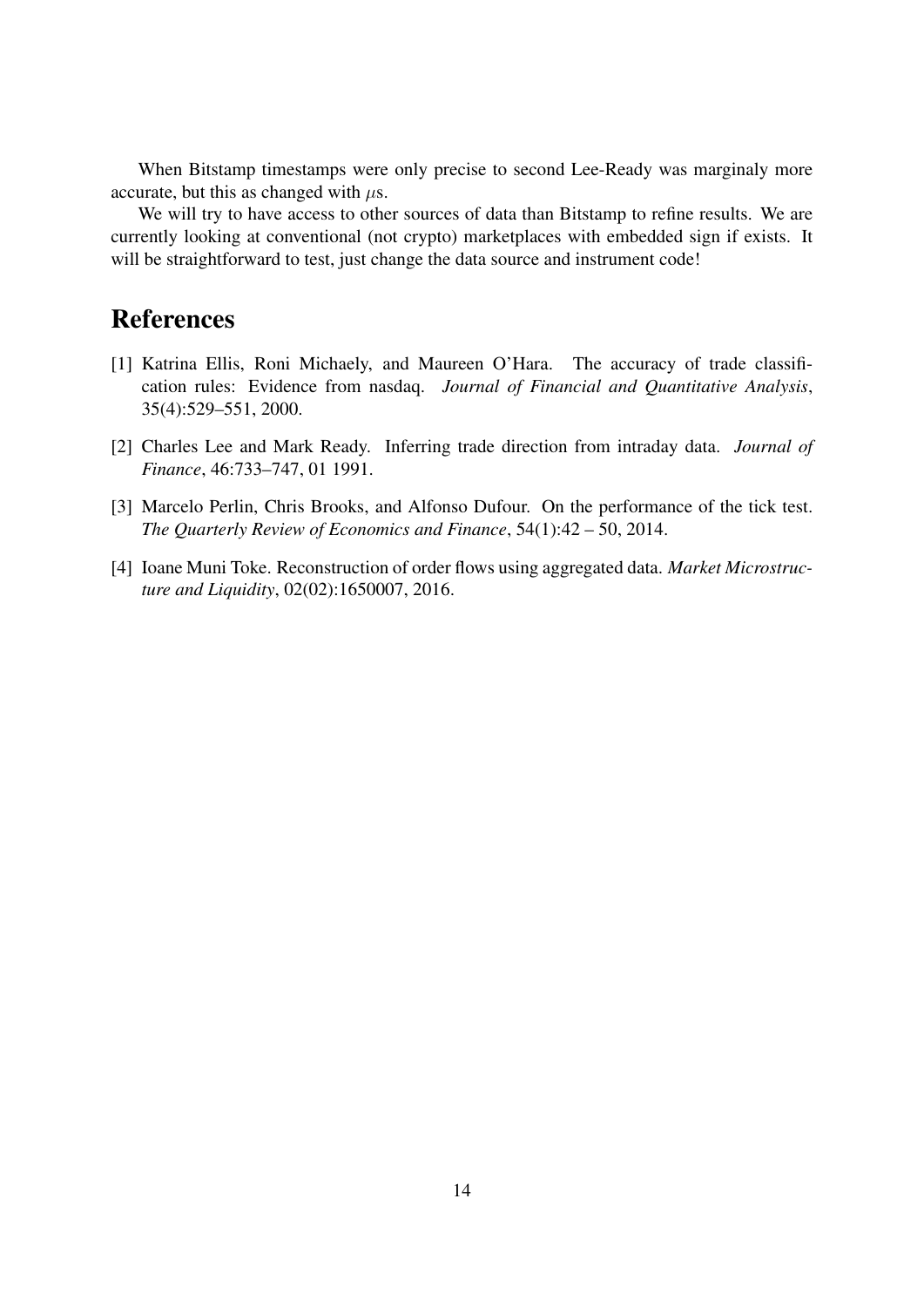When Bitstamp timestamps were only precise to second Lee-Ready was marginaly more accurate, but this as changed with $\mu$s.

We will try to have access to other sources of data than Bitstamp to refine results. We are currently looking at conventional (not crypto) marketplaces with embedded sign if exists. It will be straightforward to test, just change the data source and instrument code!

# References

[1] Katrina Ellis, Roni Michaely, and Maureen O'Hara. The accuracy of trade classification rules: Evidence from nasdaq. *Journal of Financial and Quantitative Analysis*, 35(4):529–551, 2000.

[2] Charles Lee and Mark Ready. Inferring trade direction from intraday data. *Journal of Finance*, 46:733–747, 01 1991.

[3] Marcelo Perlin, Chris Brooks, and Alfonso Dufour. On the performance of the tick test. *The Quarterly Review of Economics and Finance*, 54(1):42 – 50, 2014.

[4] Ioane Muni Toke. Reconstruction of order flows using aggregated data. *Market Microstructure and Liquidity*, 02(02):1650007, 2016.